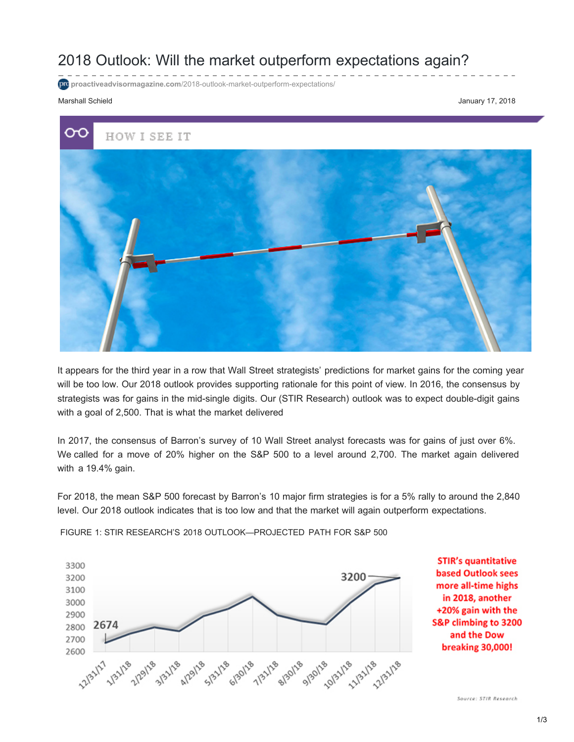# 2018 Outlook: Will the market outperform expectations again?

proactiveadvisormagazine.com/2018-outlook-market-outperform-expectations/

Marshall Schield

January 17, 2018

HOW I SEE IT

It appears for the third year in a row that Wall Street strategists' predictions for market gains for the coming year will be too low. Our 2018 outlook provides supporting rationale for this point of view. In 2016, the consensus by strategists was for gains in the mid-single digits. Our (STIR Research) outlook was to expect double-digit gains with a goal of 2,500. That is what the market delivered

In 2017, the consensus of Barron's survey of 10 Wall Street analyst forecasts was for gains of just over 6%. We called for a move of 20% higher on the S&P 500 to a level around 2,700. The market again delivered with a 19.4% gain.

For 2018, the mean S&P 500 forecast by Barron's 10 major firm strategies is for a 5% rally to around the 2,840 level. Our 2018 outlook indicates that is too low and that the market will again outperform expectations.

FIGURE 1: STIR RESEARCH'S 2018 OUTLOOK—PROJECTED PATH FOR S&P 500

STIR's quantitative based Outlook sees more all-time highs in 2018, another +20% gain with the S&P climbing to 3200 and the Dow breaking 30,000!

Source: STIR Research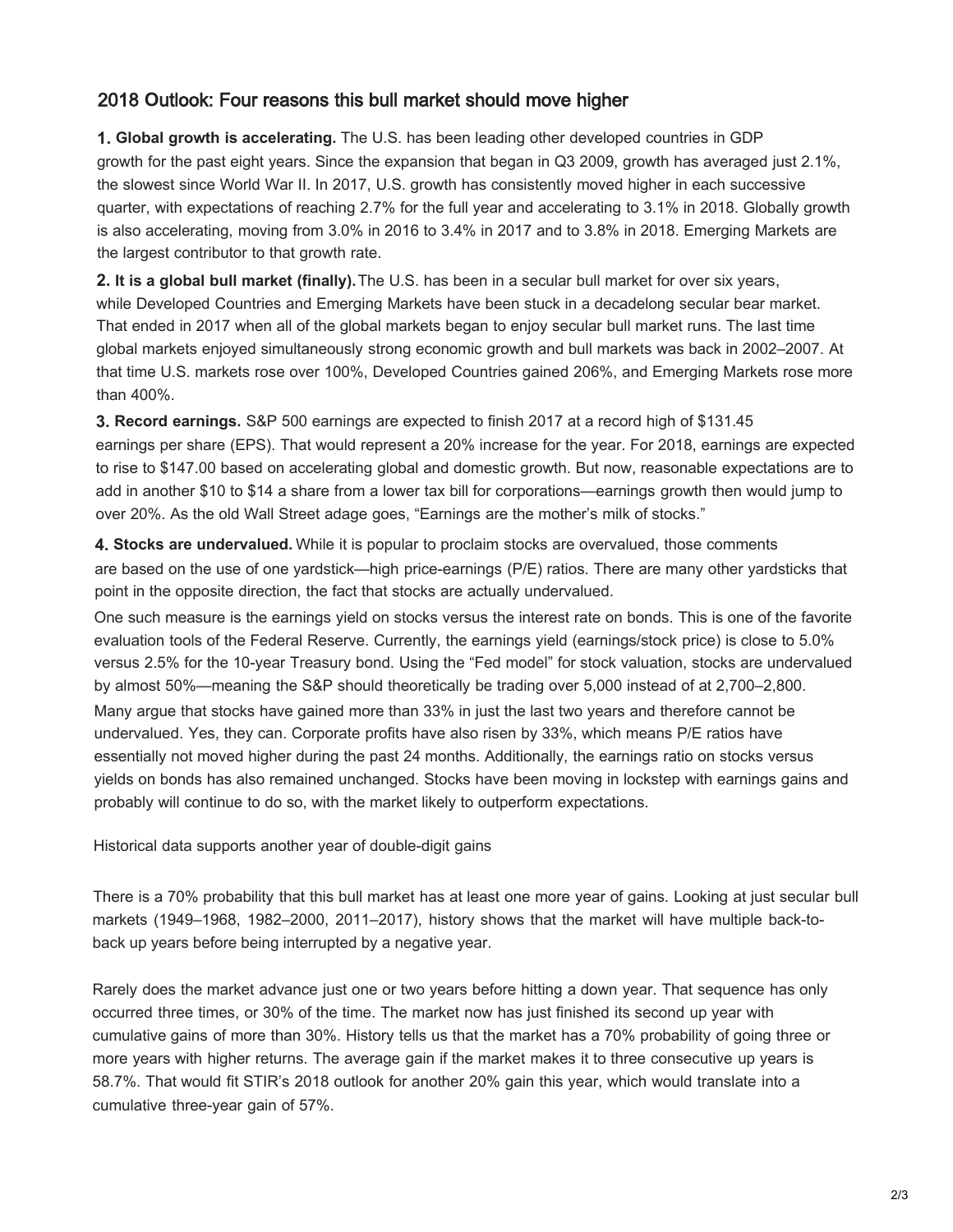## 2018 Outlook: Four reasons this bull market should move higher

1. **Global growth is accelerating.** The U.S. has been leading other developed countries in GDP growth for the past eight years. Since the expansion that began in Q3 2009, growth has averaged just 2.1%, the slowest since World War II. In 2017, U.S. growth has consistently moved higher in each successive quarter, with expectations of reaching 2.7% for the full year and accelerating to 3.1% in 2018. Globally growth is also accelerating, moving from 3.0% in 2016 to 3.4% in 2017 and to 3.8% in 2018. Emerging Markets are the largest contributor to that growth rate.

2. **It is a global bull market (finally).** The U.S. has been in a secular bull market for over six years, while Developed Countries and Emerging Markets have been stuck in a decadelong secular bear market. That ended in 2017 when all of the global markets began to enjoy secular bull market runs. The last time global markets enjoyed simultaneously strong economic growth and bull markets was back in 2002–2007. At that time U.S. markets rose over 100%, Developed Countries gained 206%, and Emerging Markets rose more than 400%.

3. **Record earnings.** S&P 500 earnings are expected to finish 2017 at a record high of $131.45 earnings per share (EPS). That would represent a 20% increase for the year. For 2018, earnings are expected to rise to $147.00 based on accelerating global and domestic growth. But now, reasonable expectations are to add in another $10 to $14 a share from a lower tax bill for corporations—earnings growth then would jump to over 20%. As the old Wall Street adage goes, "Earnings are the mother's milk of stocks."

4. **Stocks are undervalued.** While it is popular to proclaim stocks are overvalued, those comments are based on the use of one yardstick—high price-earnings (P/E) ratios. There are many other yardsticks that point in the opposite direction, the fact that stocks are actually undervalued.

One such measure is the earnings yield on stocks versus the interest rate on bonds. This is one of the favorite evaluation tools of the Federal Reserve. Currently, the earnings yield (earnings/stock price) is close to 5.0% versus 2.5% for the 10-year Treasury bond. Using the "Fed model" for stock valuation, stocks are undervalued by almost 50%—meaning the S&P should theoretically be trading over 5,000 instead of at 2,700–2,800.

Many argue that stocks have gained more than 33% in just the last two years and therefore cannot be undervalued. Yes, they can. Corporate profits have also risen by 33%, which means P/E ratios have essentially not moved higher during the past 24 months. Additionally, the earnings ratio on stocks versus yields on bonds has also remained unchanged. Stocks have been moving in lockstep with earnings gains and probably will continue to do so, with the market likely to outperform expectations.

Historical data supports another year of double-digit gains

There is a 70% probability that this bull market has at least one more year of gains. Looking at just secular bull markets (1949–1968, 1982–2000, 2011–2017), history shows that the market will have multiple back-to-back up years before being interrupted by a negative year.

Rarely does the market advance just one or two years before hitting a down year. That sequence has only occurred three times, or 30% of the time. The market now has just finished its second up year with cumulative gains of more than 30%. History tells us that the market has a 70% probability of going three or more years with higher returns. The average gain if the market makes it to three consecutive up years is 58.7%. That would fit STIR's 2018 outlook for another 20% gain this year, which would translate into a cumulative three-year gain of 57%.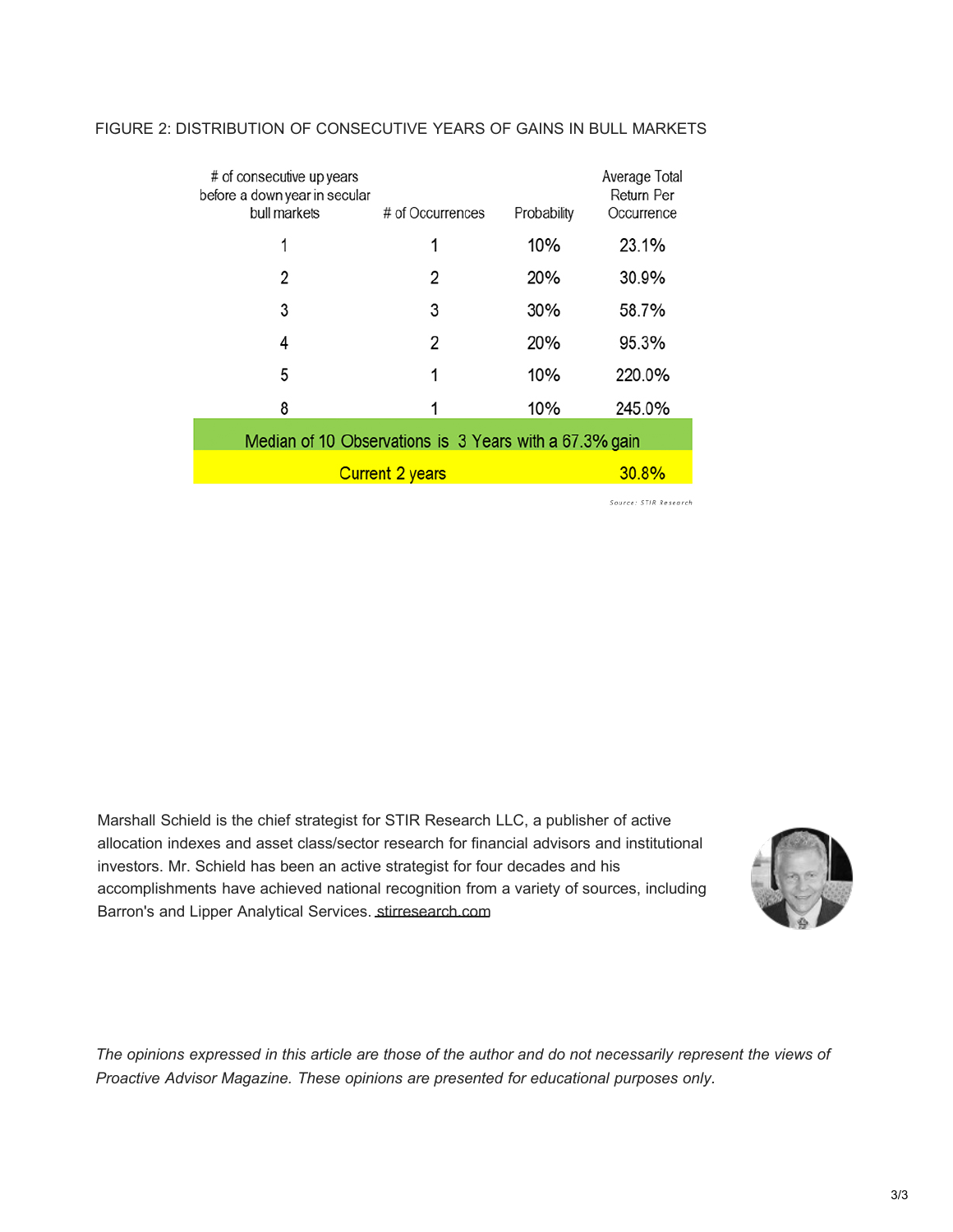FIGURE 2: DISTRIBUTION OF CONSECUTIVE YEARS OF GAINS IN BULL MARKETS

| # of consecutive up years before a down year in secular bull markets | # of Occurrences | Probability | Average Total Return Per Occurrence |
|---|---|---|---|
| 1 | 1 | 10% | 23.1% |
| 2 | 2 | 20% | 30.9% |
| 3 | 3 | 30% | 58.7% |
| 4 | 2 | 20% | 95.3% |
| 5 | 1 | 10% | 220.0% |
| 8 | 1 | 10% | 245.0% |
| Median of 10 Observations is 3 Years with a 67.3% gain | | | |
| Current 2 years | | | 30.8% |

Source: STIR Research

Marshall Schield is the chief strategist for STIR Research LLC, a publisher of active allocation indexes and asset class/sector research for financial advisors and institutional investors. Mr. Schield has been an active strategist for four decades and his accomplishments have achieved national recognition from a variety of sources, including Barron's and Lipper Analytical Services. stirresearch.com

*The opinions expressed in this article are those of the author and do not necessarily represent the views of Proactive Advisor Magazine. These opinions are presented for educational purposes only.*